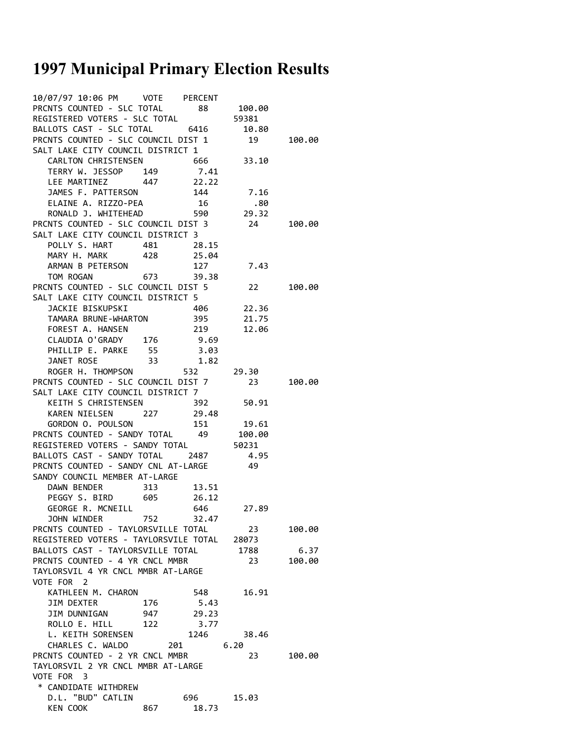# 1997 Municipal Primary Election Results

```
10/07/97 10:06 PM     VOTE    PERCENT
PRCNTS COUNTED - SLC TOTAL       88      100.00
REGISTERED VOTERS - SLC TOTAL          59381
BALLOTS CAST - SLC TOTAL       6416      10.80
PRCNTS COUNTED - SLC COUNCIL DIST 1        19      100.00
SALT LAKE CITY COUNCIL DISTRICT 1
   CARLTON CHRISTENSEN          666      33.10
   TERRY W. JESSOP    149       7.41
   LEE MARTINEZ       447      22.22
   JAMES F. PATTERSON           144       7.16
   ELAINE A. RIZZO-PEA          16        .80
   RONALD J. WHITEHEAD          590      29.32
PRCNTS COUNTED - SLC COUNCIL DIST 3        24      100.00
SALT LAKE CITY COUNCIL DISTRICT 3
   POLLY S. HART      481      28.15
   MARY H. MARK       428      25.04
   ARMAN B PETERSON             127       7.43
   TOM ROGAN          673      39.38
PRCNTS COUNTED - SLC COUNCIL DIST 5        22      100.00
SALT LAKE CITY COUNCIL DISTRICT 5
   JACKIE BISKUPSKI             406      22.36
   TAMARA BRUNE-WHARTON         395      21.75
   FOREST A. HANSEN             219      12.06
   CLAUDIA O'GRADY    176       9.69
   PHILLIP E. PARKE    55       3.03
   JANET ROSE          33       1.82
   ROGER H. THOMPSON          532      29.30
PRCNTS COUNTED - SLC COUNCIL DIST 7        23      100.00
SALT LAKE CITY COUNCIL DISTRICT 7
   KEITH S CHRISTENSEN          392      50.91
   KAREN NIELSEN      227      29.48
   GORDON O. POULSON            151      19.61
PRCNTS COUNTED - SANDY TOTAL     49      100.00
REGISTERED VOTERS - SANDY TOTAL        50231
BALLOTS CAST - SANDY TOTAL     2487       4.95
PRCNTS COUNTED - SANDY CNL AT-LARGE        49
SANDY COUNCIL MEMBER AT-LARGE
   DAWN BENDER        313      13.51
   PEGGY S. BIRD      605      26.12
   GEORGE R. MCNEILL            646      27.89
   JOHN WINDER        752      32.47
PRCNTS COUNTED - TAYLORSVILLE TOTAL        23      100.00
REGISTERED VOTERS - TAYLORSVILE TOTAL   28073
BALLOTS CAST - TAYLORSVILLE TOTAL       1788       6.37
PRCNTS COUNTED - 4 YR CNCL MMBR            23      100.00
TAYLORSVIL 4 YR CNCL MMBR AT-LARGE
VOTE FOR  2
   KATHLEEN M. CHARON           548      16.91
   JIM DEXTER         176       5.43
   JIM DUNNIGAN       947      29.23
   ROLLO E. HILL      122       3.77
   L. KEITH SORENSEN           1246      38.46
   CHARLES C. WALDO        201       6.20
PRCNTS COUNTED - 2 YR CNCL MMBR            23      100.00
TAYLORSVIL 2 YR CNCL MMBR AT-LARGE
VOTE FOR  3
 * CANDIDATE WITHDREW
   D.L. "BUD" CATLIN          696      15.03
   KEN COOK           867      18.73
```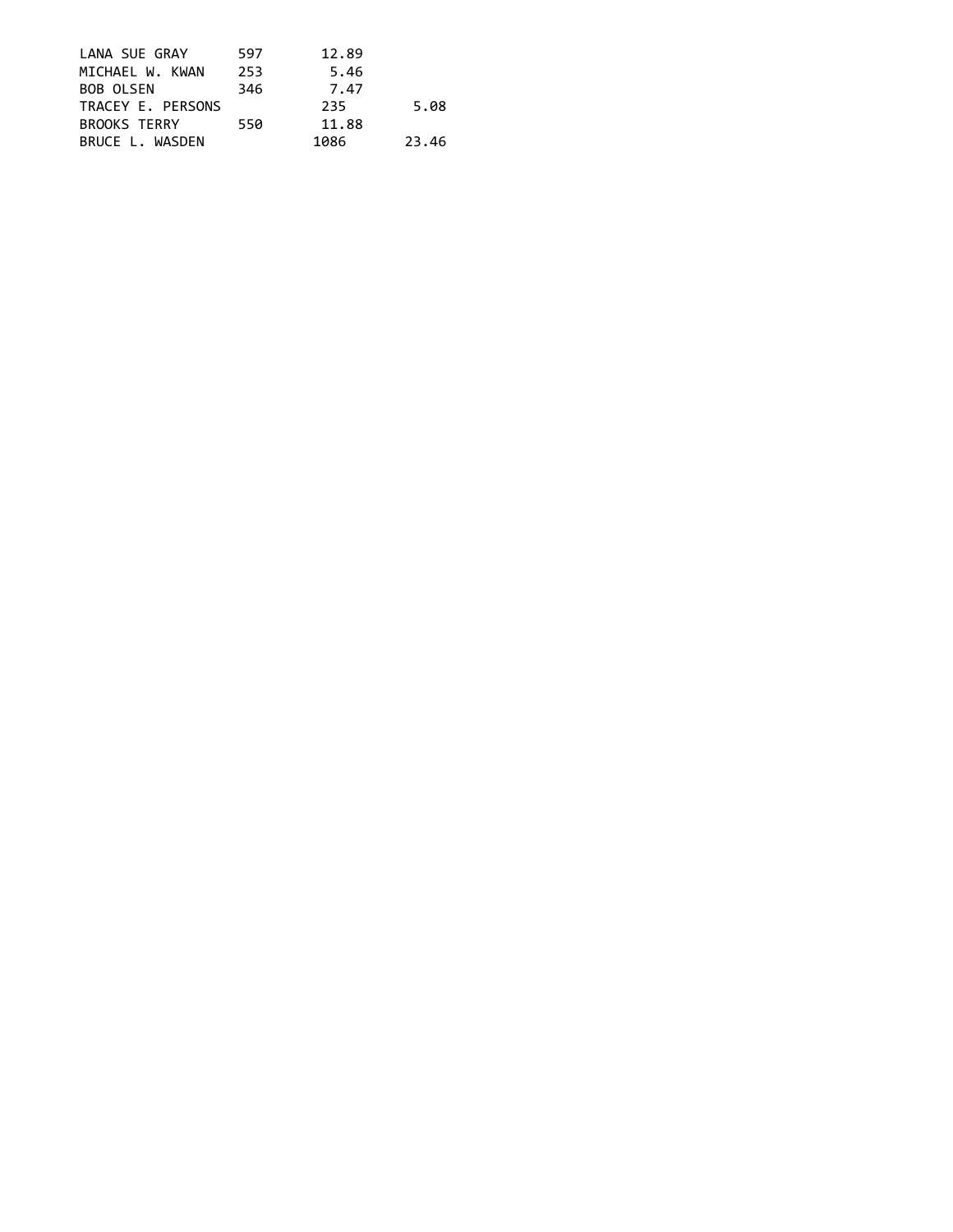| | | | |
|---|---|---|---|
| LANA SUE GRAY | 597 | 12.89 | |
| MICHAEL W. KWAN | 253 | 5.46 | |
| BOB OLSEN | 346 | 7.47 | |
| TRACEY E. PERSONS | | 235 | 5.08 |
| BROOKS TERRY | 550 | 11.88 | |
| BRUCE L. WASDEN | | 1086 | 23.46 |